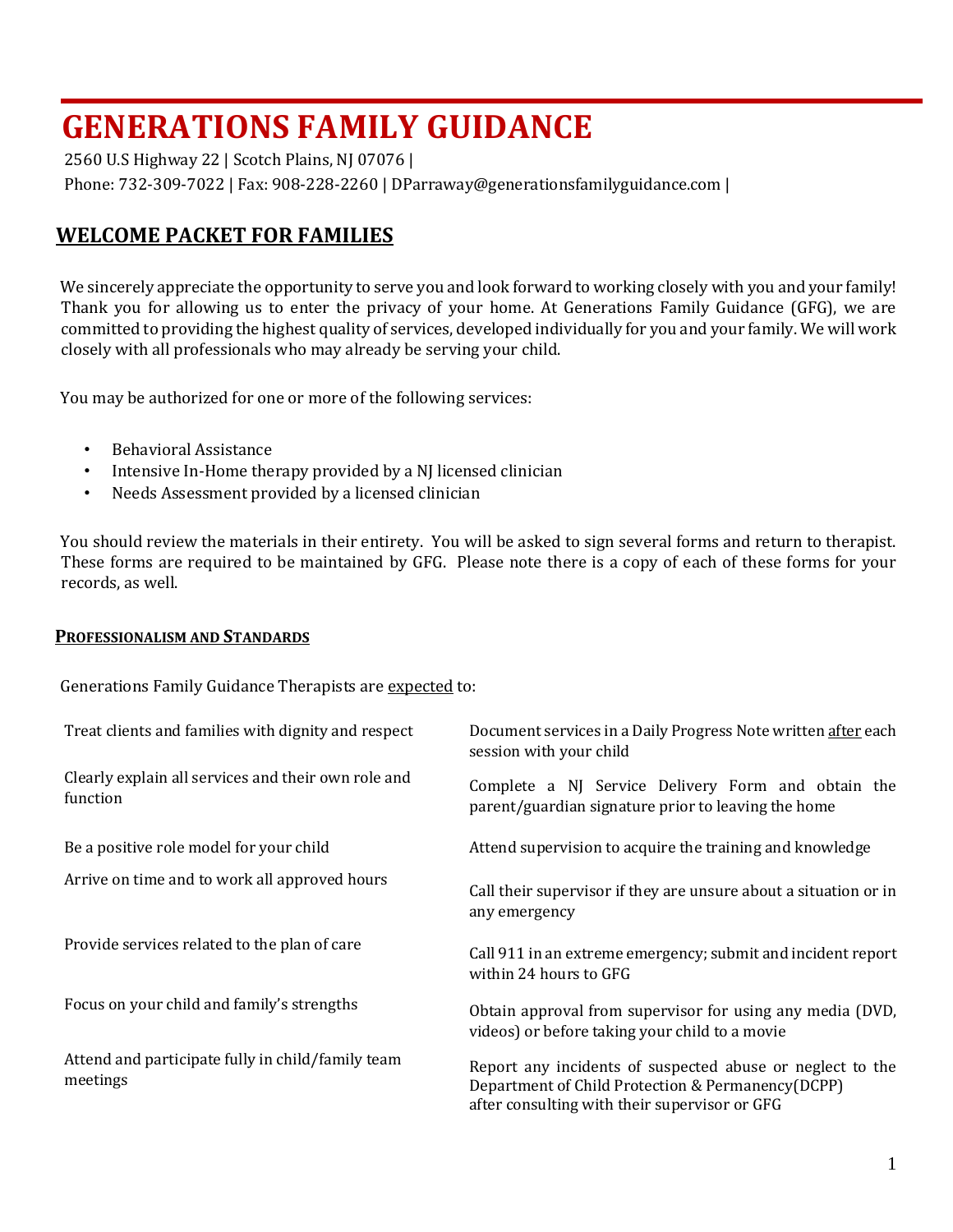# GENERATIONS FAMILY GUIDANCE

2560 U.S Highway 22 | Scotch Plains, NJ 07076 |

Phone: 732-309-7022 | Fax: 908-228-2260 | DParraway@generationsfamilyguidance.com |

## WELCOME PACKET FOR FAMILIES

We sincerely appreciate the opportunity to serve you and look forward to working closely with you and your family! Thank you for allowing us to enter the privacy of your home. At Generations Family Guidance (GFG), we are committed to providing the highest quality of services, developed individually for you and your family. We will work closely with all professionals who may already be serving your child.

You may be authorized for one or more of the following services:

- Behavioral Assistance
- Intensive In-Home therapy provided by a NJ licensed clinician
- Needs Assessment provided by a licensed clinician

You should review the materials in their entirety. You will be asked to sign several forms and return to therapist. These forms are required to be maintained by GFG. Please note there is a copy of each of these forms for your records, as well.

### PROFESSIONALISM AND STANDARDS

Generations Family Guidance Therapists are expected to:

- Treat clients and families with dignity and respect
- Clearly explain all services and their own role and function
- Be a positive role model for your child
- Arrive on time and to work all approved hours
- Provide services related to the plan of care
- Focus on your child and family's strengths
- Attend and participate fully in child/family team meetings
- Document services in a Daily Progress Note written after each session with your child
- Complete a NJ Service Delivery Form and obtain the parent/guardian signature prior to leaving the home
- Attend supervision to acquire the training and knowledge
- Call their supervisor if they are unsure about a situation or in any emergency
- Call 911 in an extreme emergency; submit and incident report within 24 hours to GFG
- Obtain approval from supervisor for using any media (DVD, videos) or before taking your child to a movie
- Report any incidents of suspected abuse or neglect to the Department of Child Protection & Permanency(DCPP) after consulting with their supervisor or GFG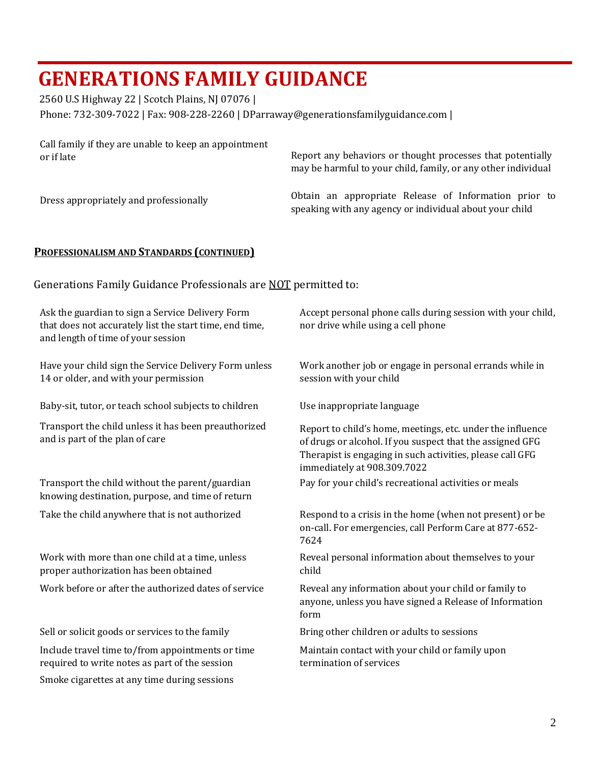# GENERATIONS FAMILY GUIDANCE

2560 U.S Highway 22 | Scotch Plains, NJ 07076 |
Phone: 732-309-7022 | Fax: 908-228-2260 | DParraway@generationsfamilyguidance.com |

Call family if they are unable to keep an appointment or if late

Report any behaviors or thought processes that potentially may be harmful to your child, family, or any other individual

Dress appropriately and professionally

Obtain an appropriate Release of Information prior to speaking with any agency or individual about your child

**PROFESSIONALISM AND STANDARDS (CONTINUED)**

Generations Family Guidance Professionals are NOT permitted to:

Ask the guardian to sign a Service Delivery Form that does not accurately list the start time, end time, and length of time of your session

Have your child sign the Service Delivery Form unless 14 or older, and with your permission

Baby-sit, tutor, or teach school subjects to children

Transport the child unless it has been preauthorized and is part of the plan of care

Transport the child without the parent/guardian knowing destination, purpose, and time of return

Take the child anywhere that is not authorized

Work with more than one child at a time, unless proper authorization has been obtained

Work before or after the authorized dates of service

Sell or solicit goods or services to the family

Include travel time to/from appointments or time required to write notes as part of the session

Smoke cigarettes at any time during sessions

Accept personal phone calls during session with your child, nor drive while using a cell phone

Work another job or engage in personal errands while in session with your child

Use inappropriate language

Report to child's home, meetings, etc. under the influence of drugs or alcohol. If you suspect that the assigned GFG Therapist is engaging in such activities, please call GFG immediately at 908.309.7022

Pay for your child's recreational activities or meals

Respond to a crisis in the home (when not present) or be on-call. For emergencies, call Perform Care at 877-652-7624

Reveal personal information about themselves to your child

Reveal any information about your child or family to anyone, unless you have signed a Release of Information form

Bring other children or adults to sessions

Maintain contact with your child or family upon termination of services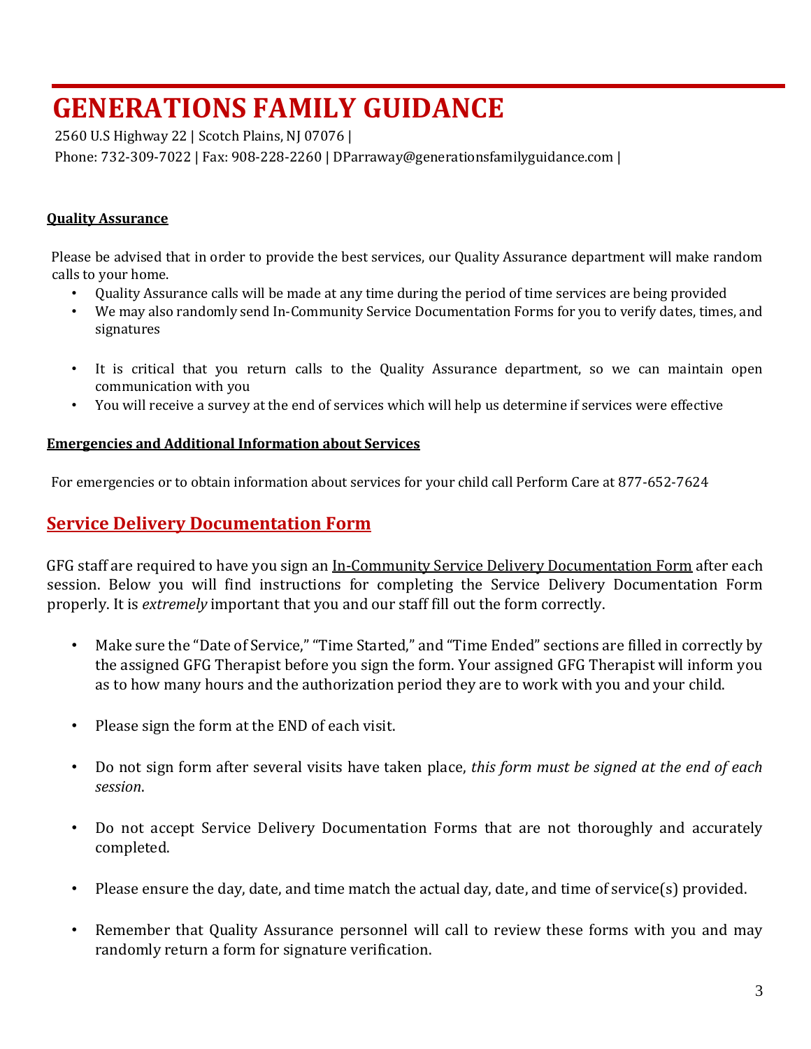# GENERATIONS FAMILY GUIDANCE

2560 U.S Highway 22 | Scotch Plains, NJ 07076 |

Phone: 732-309-7022 | Fax: 908-228-2260 | DParraway@generationsfamilyguidance.com |

**Quality Assurance**

Please be advised that in order to provide the best services, our Quality Assurance department will make random calls to your home.

- Quality Assurance calls will be made at any time during the period of time services are being provided
- We may also randomly send In-Community Service Documentation Forms for you to verify dates, times, and signatures
- It is critical that you return calls to the Quality Assurance department, so we can maintain open communication with you
- You will receive a survey at the end of services which will help us determine if services were effective

**Emergencies and Additional Information about Services**

For emergencies or to obtain information about services for your child call Perform Care at 877-652-7624

## Service Delivery Documentation Form

GFG staff are required to have you sign an In-Community Service Delivery Documentation Form after each session. Below you will find instructions for completing the Service Delivery Documentation Form properly. It is *extremely* important that you and our staff fill out the form correctly.

- Make sure the "Date of Service," "Time Started," and "Time Ended" sections are filled in correctly by the assigned GFG Therapist before you sign the form. Your assigned GFG Therapist will inform you as to how many hours and the authorization period they are to work with you and your child.
- Please sign the form at the END of each visit.
- Do not sign form after several visits have taken place, *this form must be signed at the end of each session*.
- Do not accept Service Delivery Documentation Forms that are not thoroughly and accurately completed.
- Please ensure the day, date, and time match the actual day, date, and time of service(s) provided.
- Remember that Quality Assurance personnel will call to review these forms with you and may randomly return a form for signature verification.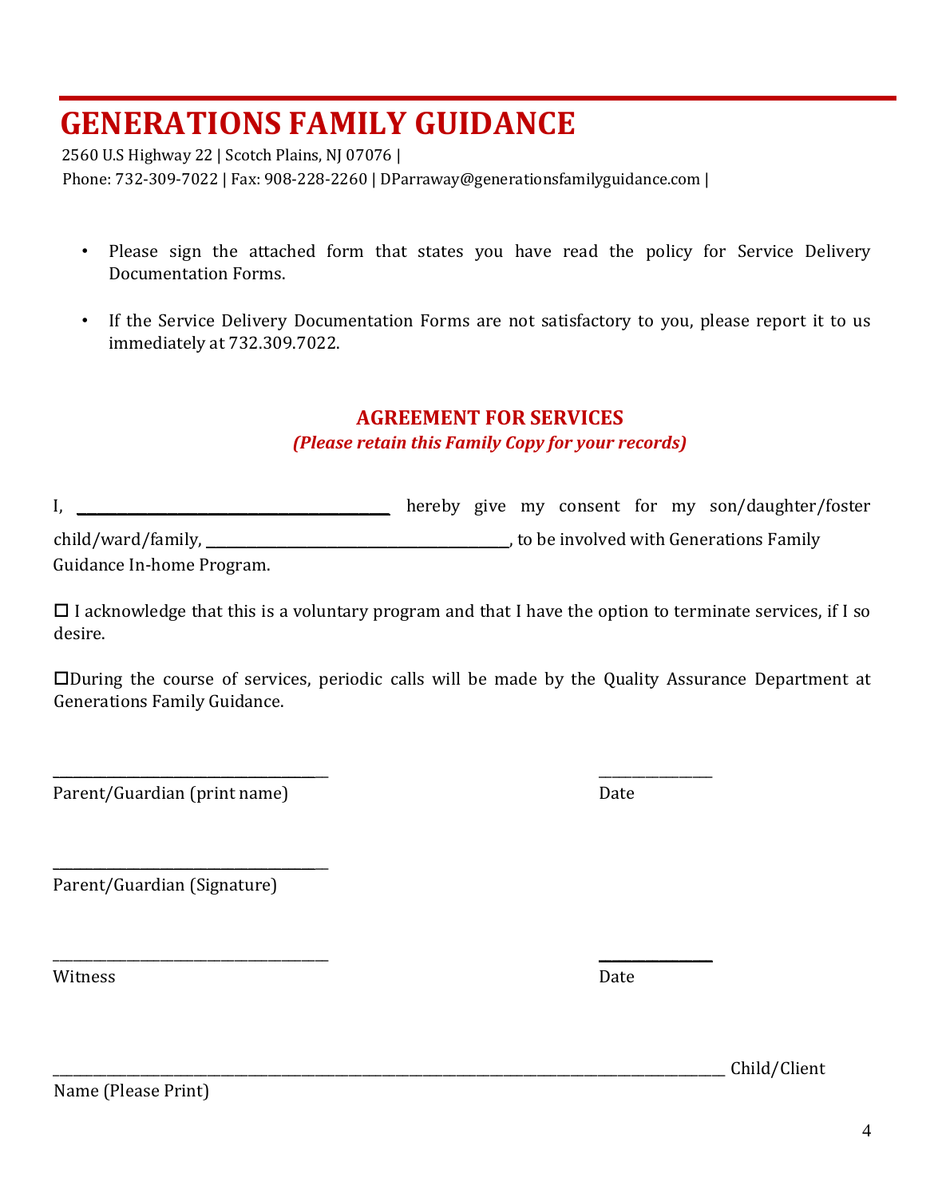# GENERATIONS FAMILY GUIDANCE

2560 U.S Highway 22 | Scotch Plains, NJ 07076 |
Phone: 732-309-7022 | Fax: 908-228-2260 | DParraway@generationsfamilyguidance.com |

- Please sign the attached form that states you have read the policy for Service Delivery Documentation Forms.
- If the Service Delivery Documentation Forms are not satisfactory to you, please report it to us immediately at 732.309.7022.

## AGREEMENT FOR SERVICES

***(Please retain this Family Copy for your records)***

I, ______________________________ hereby give my consent for my son/daughter/foster child/ward/family, ______________________________, to be involved with Generations Family Guidance In-home Program.

☐ I acknowledge that this is a voluntary program and that I have the option to terminate services, if I so desire.

☐During the course of services, periodic calls will be made by the Quality Assurance Department at Generations Family Guidance.

______________________________ ____________
Parent/Guardian (print name) Date

______________________________
Parent/Guardian (Signature)

______________________________ ____________
Witness Date

____________________________________________________________ Child/Client
Name (Please Print)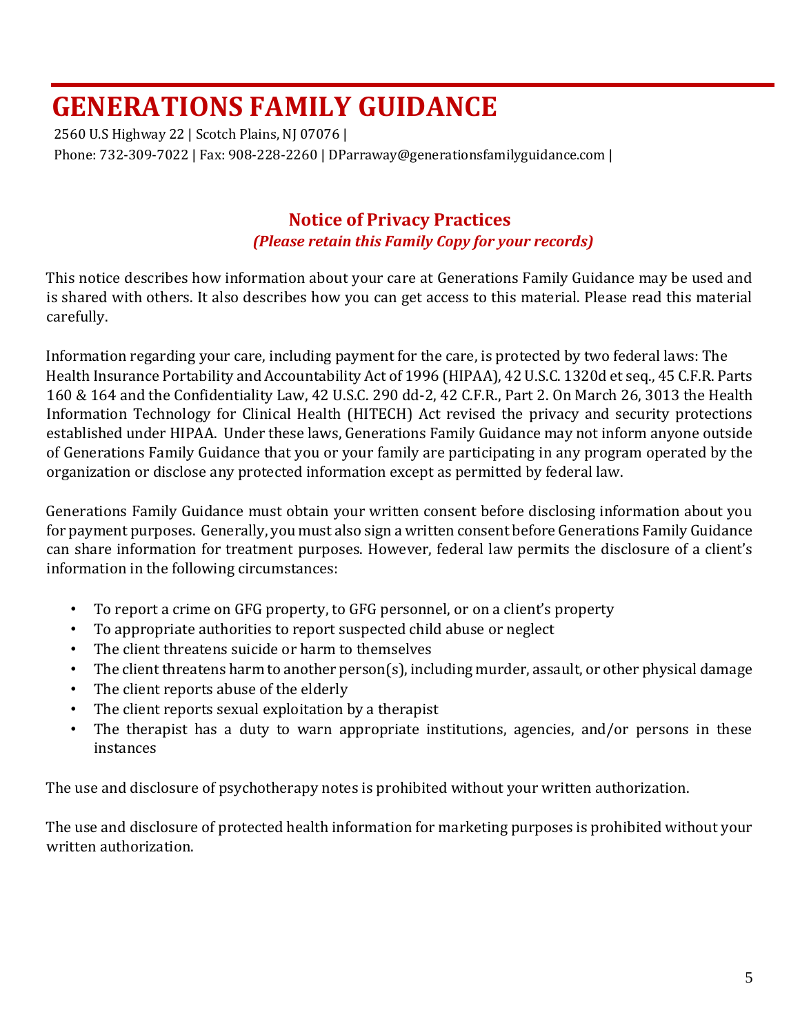# GENERATIONS FAMILY GUIDANCE

2560 U.S Highway 22 | Scotch Plains, NJ 07076 |
Phone: 732-309-7022 | Fax: 908-228-2260 | DParraway@generationsfamilyguidance.com |

## Notice of Privacy Practices

***(Please retain this Family Copy for your records)***

This notice describes how information about your care at Generations Family Guidance may be used and is shared with others. It also describes how you can get access to this material. Please read this material carefully.

Information regarding your care, including payment for the care, is protected by two federal laws: The Health Insurance Portability and Accountability Act of 1996 (HIPAA), 42 U.S.C. 1320d et seq., 45 C.F.R. Parts 160 & 164 and the Confidentiality Law, 42 U.S.C. 290 dd-2, 42 C.F.R., Part 2. On March 26, 3013 the Health Information Technology for Clinical Health (HITECH) Act revised the privacy and security protections established under HIPAA. Under these laws, Generations Family Guidance may not inform anyone outside of Generations Family Guidance that you or your family are participating in any program operated by the organization or disclose any protected information except as permitted by federal law.

Generations Family Guidance must obtain your written consent before disclosing information about you for payment purposes. Generally, you must also sign a written consent before Generations Family Guidance can share information for treatment purposes. However, federal law permits the disclosure of a client's information in the following circumstances:

- To report a crime on GFG property, to GFG personnel, or on a client's property
- To appropriate authorities to report suspected child abuse or neglect
- The client threatens suicide or harm to themselves
- The client threatens harm to another person(s), including murder, assault, or other physical damage
- The client reports abuse of the elderly
- The client reports sexual exploitation by a therapist
- The therapist has a duty to warn appropriate institutions, agencies, and/or persons in these instances

The use and disclosure of psychotherapy notes is prohibited without your written authorization.

The use and disclosure of protected health information for marketing purposes is prohibited without your written authorization.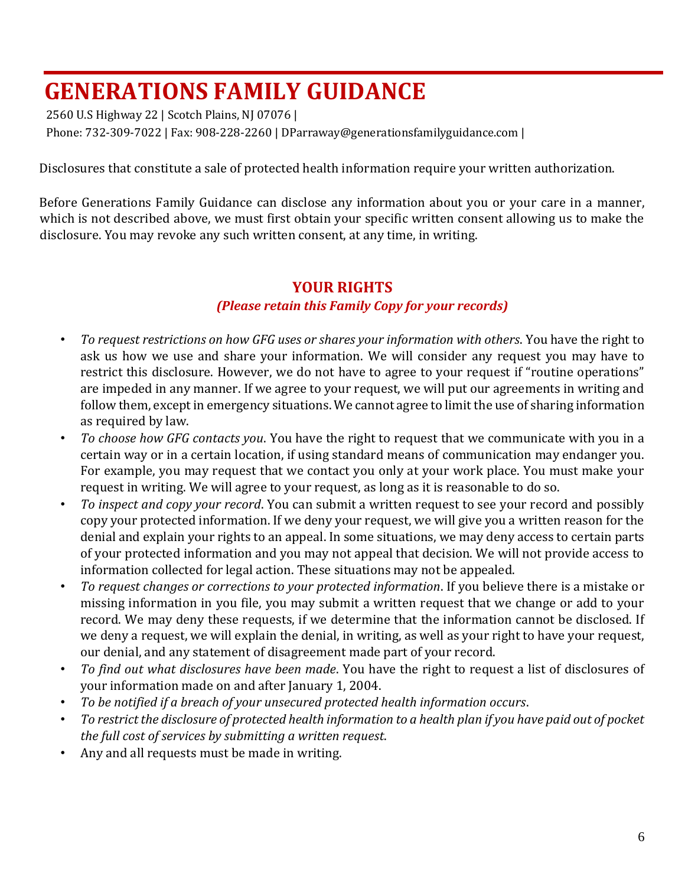# GENERATIONS FAMILY GUIDANCE

2560 U.S Highway 22 | Scotch Plains, NJ 07076 |
Phone: 732-309-7022 | Fax: 908-228-2260 | DParraway@generationsfamilyguidance.com |

Disclosures that constitute a sale of protected health information require your written authorization.

Before Generations Family Guidance can disclose any information about you or your care in a manner, which is not described above, we must first obtain your specific written consent allowing us to make the disclosure. You may revoke any such written consent, at any time, in writing.

## YOUR RIGHTS

***(Please retain this Family Copy for your records)***

- *To request restrictions on how GFG uses or shares your information with others*. You have the right to ask us how we use and share your information. We will consider any request you may have to restrict this disclosure. However, we do not have to agree to your request if "routine operations" are impeded in any manner. If we agree to your request, we will put our agreements in writing and follow them, except in emergency situations. We cannot agree to limit the use of sharing information as required by law.
- *To choose how GFG contacts you*. You have the right to request that we communicate with you in a certain way or in a certain location, if using standard means of communication may endanger you. For example, you may request that we contact you only at your work place. You must make your request in writing. We will agree to your request, as long as it is reasonable to do so.
- *To inspect and copy your record*. You can submit a written request to see your record and possibly copy your protected information. If we deny your request, we will give you a written reason for the denial and explain your rights to an appeal. In some situations, we may deny access to certain parts of your protected information and you may not appeal that decision. We will not provide access to information collected for legal action. These situations may not be appealed.
- *To request changes or corrections to your protected information*. If you believe there is a mistake or missing information in you file, you may submit a written request that we change or add to your record. We may deny these requests, if we determine that the information cannot be disclosed. If we deny a request, we will explain the denial, in writing, as well as your right to have your request, our denial, and any statement of disagreement made part of your record.
- *To find out what disclosures have been made*. You have the right to request a list of disclosures of your information made on and after January 1, 2004.
- *To be notified if a breach of your unsecured protected health information occurs*.
- *To restrict the disclosure of protected health information to a health plan if you have paid out of pocket the full cost of services by submitting a written request*.
- Any and all requests must be made in writing.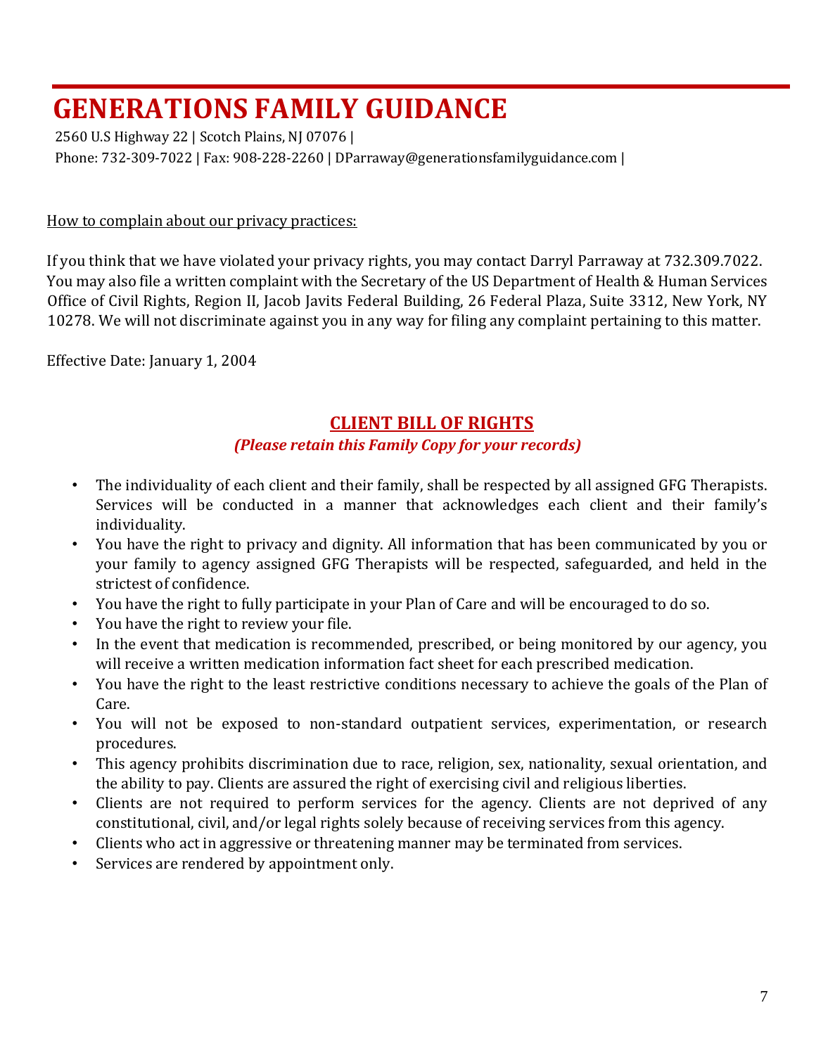# GENERATIONS FAMILY GUIDANCE

2560 U.S Highway 22 | Scotch Plains, NJ 07076 |
Phone: 732-309-7022 | Fax: 908-228-2260 | DParraway@generationsfamilyguidance.com |

How to complain about our privacy practices:

If you think that we have violated your privacy rights, you may contact Darryl Parraway at 732.309.7022. You may also file a written complaint with the Secretary of the US Department of Health & Human Services Office of Civil Rights, Region II, Jacob Javits Federal Building, 26 Federal Plaza, Suite 3312, New York, NY 10278. We will not discriminate against you in any way for filing any complaint pertaining to this matter.

Effective Date: January 1, 2004

## CLIENT BILL OF RIGHTS

***(Please retain this Family Copy for your records)***

- The individuality of each client and their family, shall be respected by all assigned GFG Therapists. Services will be conducted in a manner that acknowledges each client and their family's individuality.
- You have the right to privacy and dignity. All information that has been communicated by you or your family to agency assigned GFG Therapists will be respected, safeguarded, and held in the strictest of confidence.
- You have the right to fully participate in your Plan of Care and will be encouraged to do so.
- You have the right to review your file.
- In the event that medication is recommended, prescribed, or being monitored by our agency, you will receive a written medication information fact sheet for each prescribed medication.
- You have the right to the least restrictive conditions necessary to achieve the goals of the Plan of Care.
- You will not be exposed to non-standard outpatient services, experimentation, or research procedures.
- This agency prohibits discrimination due to race, religion, sex, nationality, sexual orientation, and the ability to pay. Clients are assured the right of exercising civil and religious liberties.
- Clients are not required to perform services for the agency. Clients are not deprived of any constitutional, civil, and/or legal rights solely because of receiving services from this agency.
- Clients who act in aggressive or threatening manner may be terminated from services.
- Services are rendered by appointment only.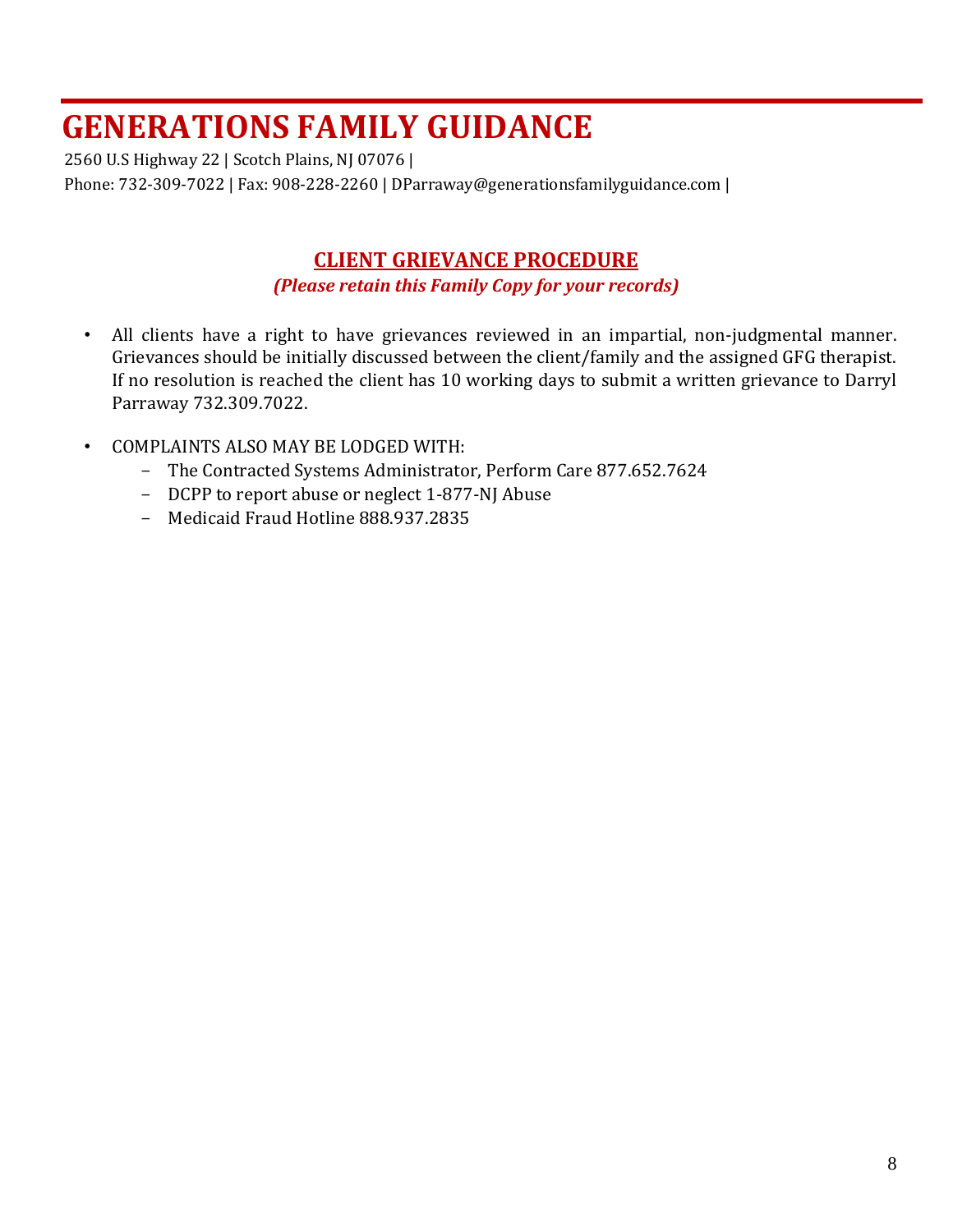# GENERATIONS FAMILY GUIDANCE

2560 U.S Highway 22 | Scotch Plains, NJ 07076 |
Phone: 732-309-7022 | Fax: 908-228-2260 | DParraway@generationsfamilyguidance.com |

## CLIENT GRIEVANCE PROCEDURE

***(Please retain this Family Copy for your records)***

- All clients have a right to have grievances reviewed in an impartial, non-judgmental manner. Grievances should be initially discussed between the client/family and the assigned GFG therapist. If no resolution is reached the client has 10 working days to submit a written grievance to Darryl Parraway 732.309.7022.

- COMPLAINTS ALSO MAY BE LODGED WITH:
  - The Contracted Systems Administrator, Perform Care 877.652.7624
  - DCPP to report abuse or neglect 1-877-NJ Abuse
  - Medicaid Fraud Hotline 888.937.2835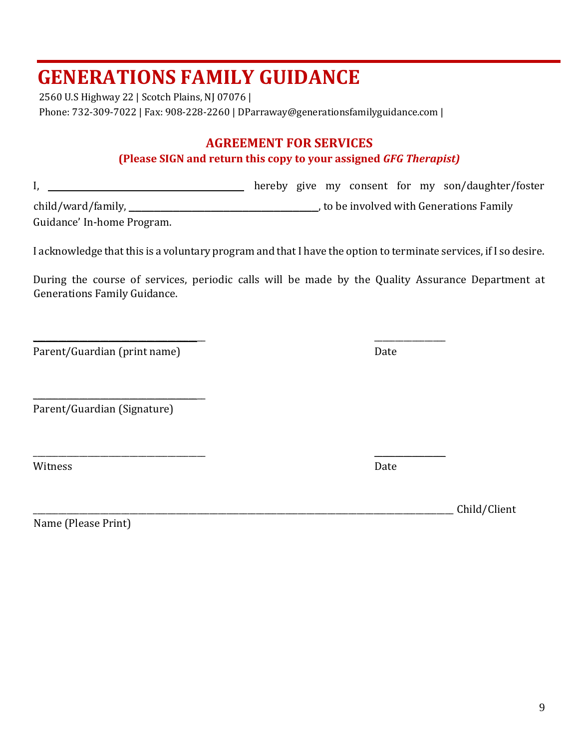# GENERATIONS FAMILY GUIDANCE

2560 U.S Highway 22 | Scotch Plains, NJ 07076 |

Phone: 732-309-7022 | Fax: 908-228-2260 | DParraway@generationsfamilyguidance.com |

## AGREEMENT FOR SERVICES

**(Please SIGN and return this copy to your assigned *GFG Therapist)***

I, ________________________________ hereby give my consent for my son/daughter/foster child/ward/family, ________________________________, to be involved with Generations Family Guidance' In-home Program.

I acknowledge that this is a voluntary program and that I have the option to terminate services, if I so desire.

During the course of services, periodic calls will be made by the Quality Assurance Department at Generations Family Guidance.

________________________________ ______________

Parent/Guardian (print name) Date

________________________________

Parent/Guardian (Signature)

________________________________ ______________

Witness Date

________________________________________________________________ Child/Client Name (Please Print)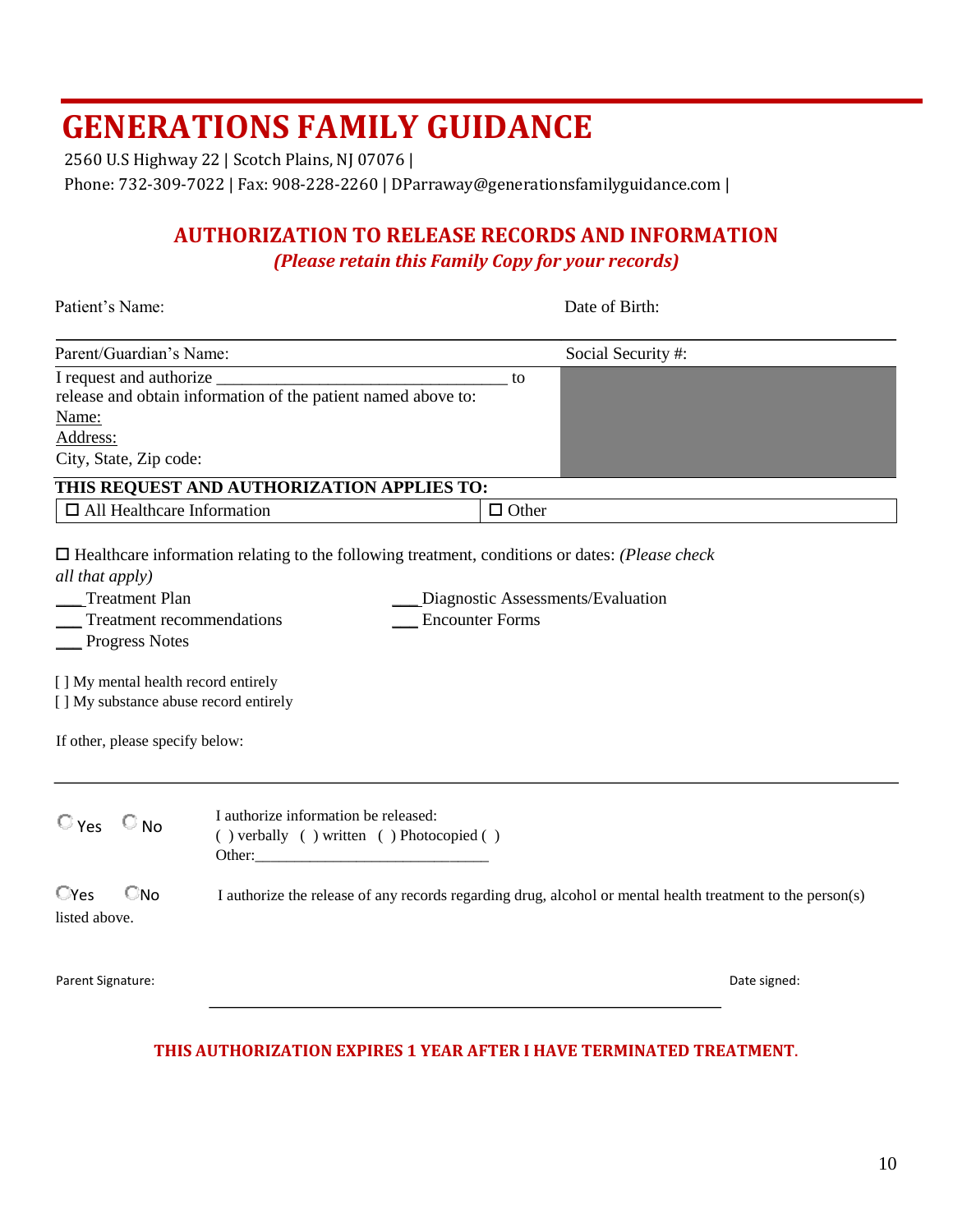# GENERATIONS FAMILY GUIDANCE

2560 U.S Highway 22 | Scotch Plains, NJ 07076 |
Phone: 732-309-7022 | Fax: 908-228-2260 | DParraway@generationsfamilyguidance.com |

## AUTHORIZATION TO RELEASE RECORDS AND INFORMATION

***(Please retain this Family Copy for your records)***

Patient's Name: Date of Birth:

| Parent/Guardian's Name: | Social Security #: |
|---|---|
| I request and authorize ______________________________ to release and obtain information of the patient named above to:<br>Name:<br>Address:<br>City, State, Zip code: | |

**THIS REQUEST AND AUTHORIZATION APPLIES TO:**

| ☐ All Healthcare Information | ☐ Other |
|---|---|

☐ Healthcare information relating to the following treatment, conditions or dates: *(Please check all that apply)*

___Treatment Plan
___ Treatment recommendations
___ Progress Notes
___Diagnostic Assessments/Evaluation
___ Encounter Forms

[ ] My mental health record entirely
[ ] My substance abuse record entirely

If other, please specify below:

---

○ Yes ○ No I authorize information be released:
( ) verbally ( ) written ( ) Photocopied ( )
Other:______________________________

○Yes ○No I authorize the release of any records regarding drug, alcohol or mental health treatment to the person(s) listed above.

Parent Signature: ____________________________________________ Date signed:

**THIS AUTHORIZATION EXPIRES 1 YEAR AFTER I HAVE TERMINATED TREATMENT.**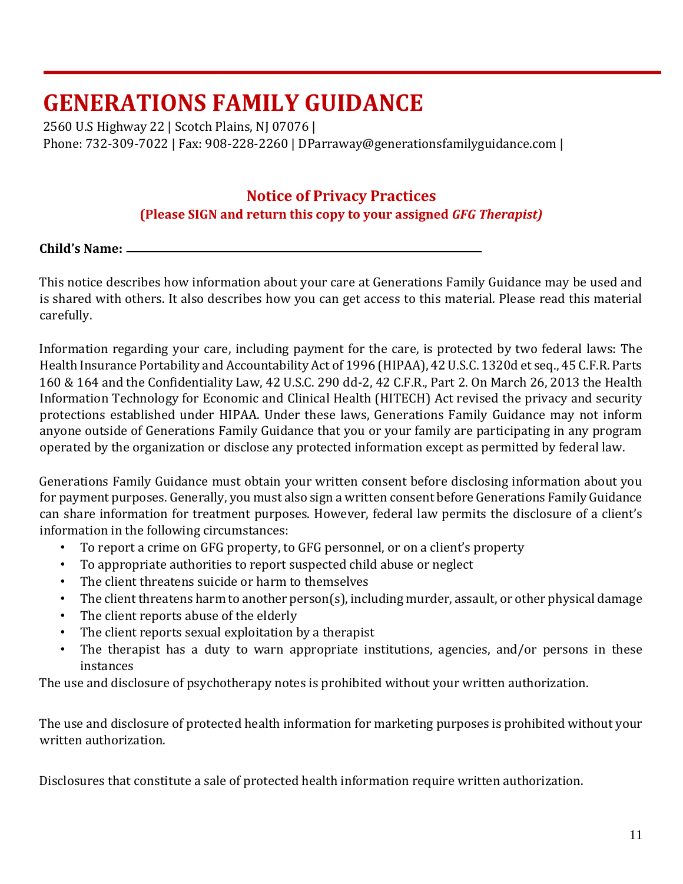# GENERATIONS FAMILY GUIDANCE

2560 U.S Highway 22 | Scotch Plains, NJ 07076 |
Phone: 732-309-7022 | Fax: 908-228-2260 | DParraway@generationsfamilyguidance.com |

## Notice of Privacy Practices

**(Please SIGN and return this copy to your assigned *GFG Therapist)***

**Child's Name:** ______________________________________________

This notice describes how information about your care at Generations Family Guidance may be used and is shared with others. It also describes how you can get access to this material. Please read this material carefully.

Information regarding your care, including payment for the care, is protected by two federal laws: The Health Insurance Portability and Accountability Act of 1996 (HIPAA), 42 U.S.C. 1320d et seq., 45 C.F.R. Parts 160 & 164 and the Confidentiality Law, 42 U.S.C. 290 dd-2, 42 C.F.R., Part 2. On March 26, 2013 the Health Information Technology for Economic and Clinical Health (HITECH) Act revised the privacy and security protections established under HIPAA. Under these laws, Generations Family Guidance may not inform anyone outside of Generations Family Guidance that you or your family are participating in any program operated by the organization or disclose any protected information except as permitted by federal law.

Generations Family Guidance must obtain your written consent before disclosing information about you for payment purposes. Generally, you must also sign a written consent before Generations Family Guidance can share information for treatment purposes. However, federal law permits the disclosure of a client's information in the following circumstances:

- To report a crime on GFG property, to GFG personnel, or on a client's property
- To appropriate authorities to report suspected child abuse or neglect
- The client threatens suicide or harm to themselves
- The client threatens harm to another person(s), including murder, assault, or other physical damage
- The client reports abuse of the elderly
- The client reports sexual exploitation by a therapist
- The therapist has a duty to warn appropriate institutions, agencies, and/or persons in these instances

The use and disclosure of psychotherapy notes is prohibited without your written authorization.

The use and disclosure of protected health information for marketing purposes is prohibited without your written authorization.

Disclosures that constitute a sale of protected health information require written authorization.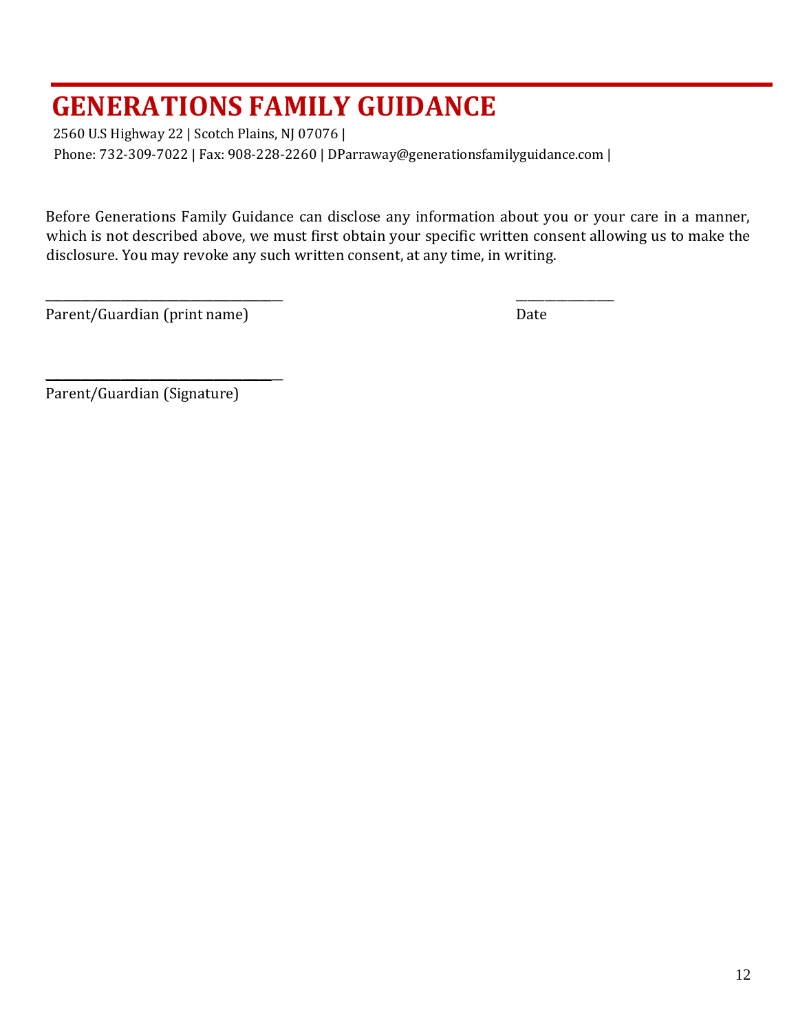# GENERATIONS FAMILY GUIDANCE

2560 U.S Highway 22 | Scotch Plains, NJ 07076 |

Phone: 732-309-7022 | Fax: 908-228-2260 | DParraway@generationsfamilyguidance.com |

Before Generations Family Guidance can disclose any information about you or your care in a manner, which is not described above, we must first obtain your specific written consent allowing us to make the disclosure. You may revoke any such written consent, at any time, in writing.

_______________________________________ _______________

Parent/Guardian (print name) Date

_______________________________________

Parent/Guardian (Signature)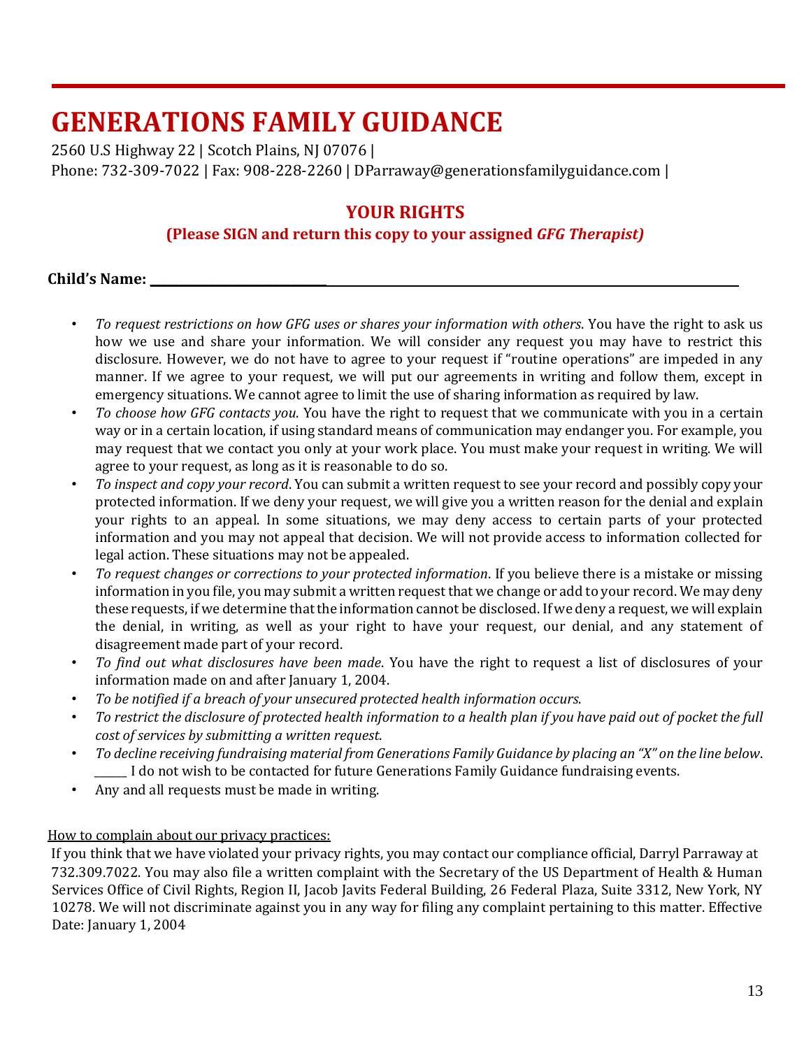# GENERATIONS FAMILY GUIDANCE

2560 U.S Highway 22 | Scotch Plains, NJ 07076 |
Phone: 732-309-7022 | Fax: 908-228-2260 | DParraway@generationsfamilyguidance.com |

## YOUR RIGHTS

**(Please SIGN and return this copy to your assigned *GFG Therapist)***

**Child's Name: \_\_\_\_\_\_\_\_\_\_\_\_\_\_\_\_\_\_\_\_\_\_\_\_\_\_\_\_\_\_\_\_\_\_\_\_\_\_\_\_\_\_\_\_\_\_\_\_\_\_\_\_\_\_\_\_\_\_\_\_\_\_\_\_\_\_\_\_\_\_\_\_\_\_\_\_\_\_**

- *To request restrictions on how GFG uses or shares your information with others*. You have the right to ask us how we use and share your information. We will consider any request you may have to restrict this disclosure. However, we do not have to agree to your request if "routine operations" are impeded in any manner. If we agree to your request, we will put our agreements in writing and follow them, except in emergency situations. We cannot agree to limit the use of sharing information as required by law.
- *To choose how GFG contacts you*. You have the right to request that we communicate with you in a certain way or in a certain location, if using standard means of communication may endanger you. For example, you may request that we contact you only at your work place. You must make your request in writing. We will agree to your request, as long as it is reasonable to do so.
- *To inspect and copy your record*. You can submit a written request to see your record and possibly copy your protected information. If we deny your request, we will give you a written reason for the denial and explain your rights to an appeal. In some situations, we may deny access to certain parts of your protected information and you may not appeal that decision. We will not provide access to information collected for legal action. These situations may not be appealed.
- *To request changes or corrections to your protected information*. If you believe there is a mistake or missing information in you file, you may submit a written request that we change or add to your record. We may deny these requests, if we determine that the information cannot be disclosed. If we deny a request, we will explain the denial, in writing, as well as your right to have your request, our denial, and any statement of disagreement made part of your record.
- *To find out what disclosures have been made*. You have the right to request a list of disclosures of your information made on and after January 1, 2004.
- *To be notified if a breach of your unsecured protected health information occurs*.
- *To restrict the disclosure of protected health information to a health plan if you have paid out of pocket the full cost of services by submitting a written request*.
- *To decline receiving fundraising material from Generations Family Guidance by placing an "X" on the line below*.
  \_\_\_\_\_\_ I do not wish to be contacted for future Generations Family Guidance fundraising events.
- Any and all requests must be made in writing.

<u>How to complain about our privacy practices:</u>

If you think that we have violated your privacy rights, you may contact our compliance official, Darryl Parraway at 732.309.7022. You may also file a written complaint with the Secretary of the US Department of Health & Human Services Office of Civil Rights, Region II, Jacob Javits Federal Building, 26 Federal Plaza, Suite 3312, New York, NY 10278. We will not discriminate against you in any way for filing any complaint pertaining to this matter. Effective Date: January 1, 2004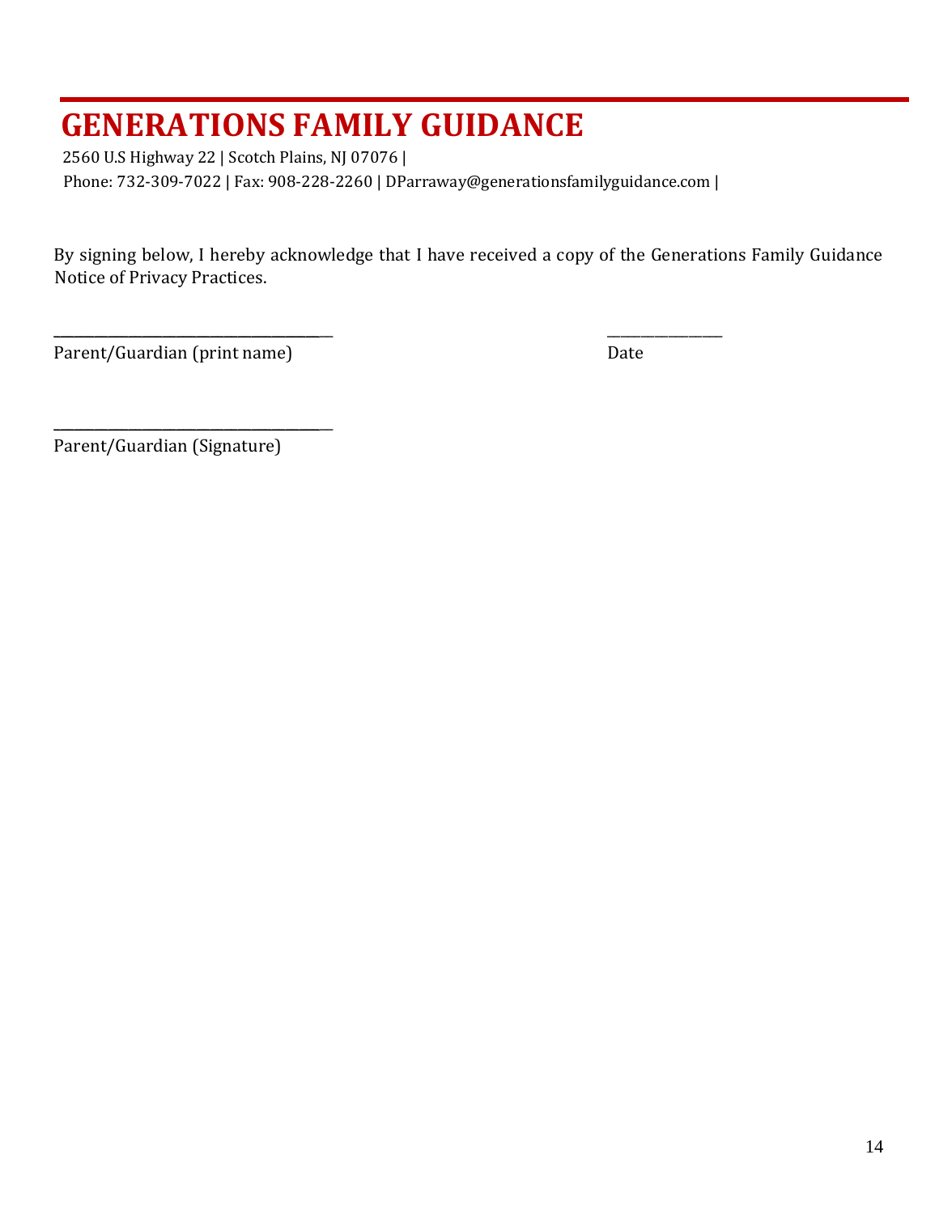# GENERATIONS FAMILY GUIDANCE

2560 U.S Highway 22 | Scotch Plains, NJ 07076 |
Phone: 732-309-7022 | Fax: 908-228-2260 | DParraway@generationsfamilyguidance.com |

By signing below, I hereby acknowledge that I have received a copy of the Generations Family Guidance Notice of Privacy Practices.

_______________________________________ _______________

Parent/Guardian (print name) Date

_______________________________________

Parent/Guardian (Signature)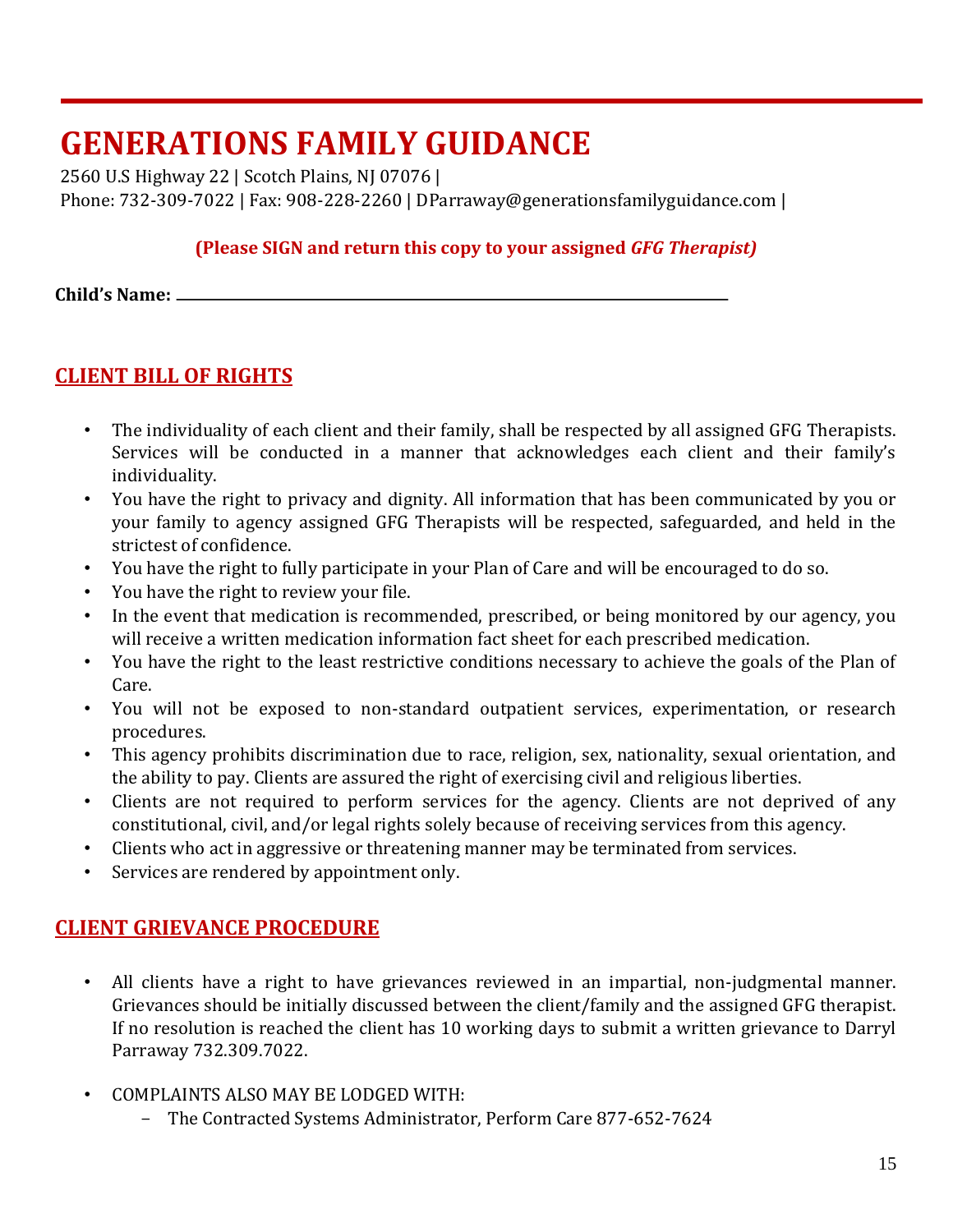# GENERATIONS FAMILY GUIDANCE

2560 U.S Highway 22 | Scotch Plains, NJ 07076 |
Phone: 732-309-7022 | Fax: 908-228-2260 | DParraway@generationsfamilyguidance.com |

**(Please SIGN and return this copy to your assigned *GFG Therapist)***

**Child's Name:** ______________________________________________

## CLIENT BILL OF RIGHTS

- The individuality of each client and their family, shall be respected by all assigned GFG Therapists. Services will be conducted in a manner that acknowledges each client and their family's individuality.
- You have the right to privacy and dignity. All information that has been communicated by you or your family to agency assigned GFG Therapists will be respected, safeguarded, and held in the strictest of confidence.
- You have the right to fully participate in your Plan of Care and will be encouraged to do so.
- You have the right to review your file.
- In the event that medication is recommended, prescribed, or being monitored by our agency, you will receive a written medication information fact sheet for each prescribed medication.
- You have the right to the least restrictive conditions necessary to achieve the goals of the Plan of Care.
- You will not be exposed to non-standard outpatient services, experimentation, or research procedures.
- This agency prohibits discrimination due to race, religion, sex, nationality, sexual orientation, and the ability to pay. Clients are assured the right of exercising civil and religious liberties.
- Clients are not required to perform services for the agency. Clients are not deprived of any constitutional, civil, and/or legal rights solely because of receiving services from this agency.
- Clients who act in aggressive or threatening manner may be terminated from services.
- Services are rendered by appointment only.

## CLIENT GRIEVANCE PROCEDURE

- All clients have a right to have grievances reviewed in an impartial, non-judgmental manner. Grievances should be initially discussed between the client/family and the assigned GFG therapist. If no resolution is reached the client has 10 working days to submit a written grievance to Darryl Parraway 732.309.7022.

- COMPLAINTS ALSO MAY BE LODGED WITH:
  - The Contracted Systems Administrator, Perform Care 877-652-7624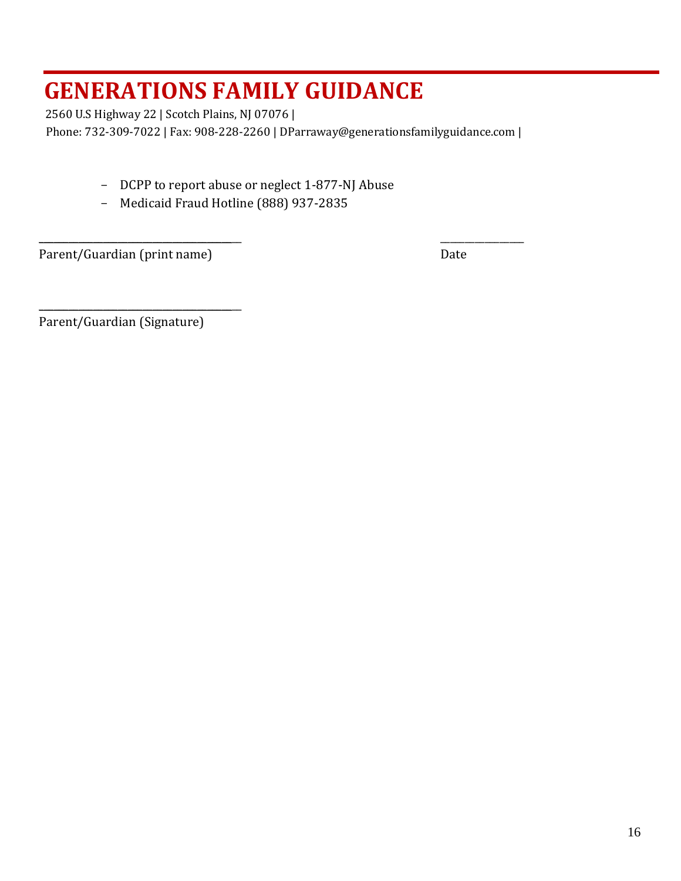# GENERATIONS FAMILY GUIDANCE

2560 U.S Highway 22 | Scotch Plains, NJ 07076 |
Phone: 732-309-7022 | Fax: 908-228-2260 | DParraway@generationsfamilyguidance.com |

- DCPP to report abuse or neglect 1-877-NJ Abuse
- Medicaid Fraud Hotline (888) 937-2835

_____________________________________ _______________
Parent/Guardian (print name) Date

_____________________________________
Parent/Guardian (Signature)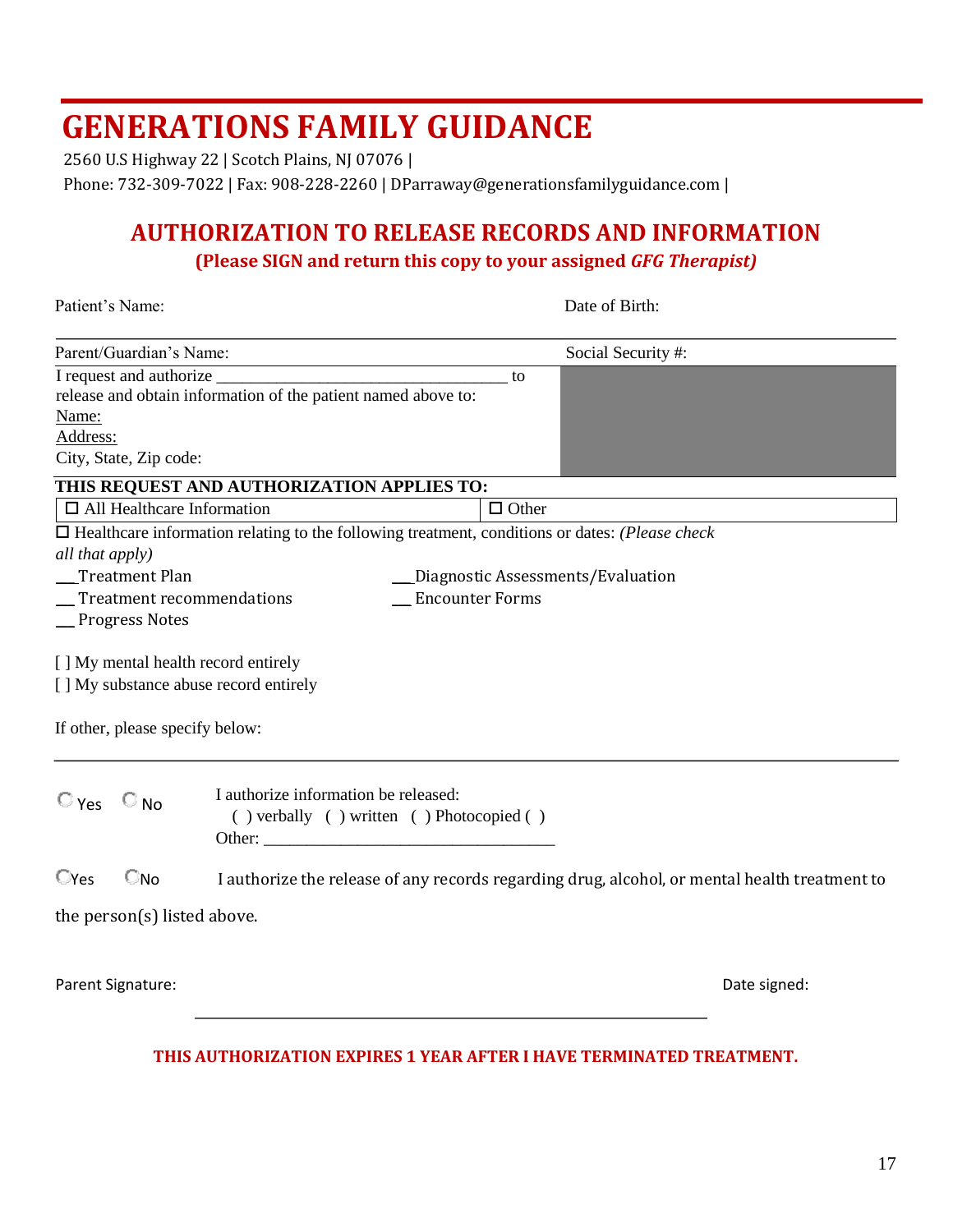# GENERATIONS FAMILY GUIDANCE

2560 U.S Highway 22 | Scotch Plains, NJ 07076 |
Phone: 732-309-7022 | Fax: 908-228-2260 | DParraway@generationsfamilyguidance.com |

## AUTHORIZATION TO RELEASE RECORDS AND INFORMATION

**(Please SIGN and return this copy to your assigned *GFG Therapist)***

| Patient's Name: | Date of Birth: |
|---|---|
| Parent/Guardian's Name: | Social Security #: |
| I request and authorize ___________________________________ to release and obtain information of the patient named above to:<br>Name:<br>Address:<br>City, State, Zip code: | |

**THIS REQUEST AND AUTHORIZATION APPLIES TO:**

| ☐ All Healthcare Information | ☐ Other |
|---|---|

☐ Healthcare information relating to the following treatment, conditions or dates: *(Please check all that apply)*

___Treatment Plan
__ Treatment recommendations
__ Progress Notes
___Diagnostic Assessments/Evaluation
__ Encounter Forms

[ ] My mental health record entirely
[ ] My substance abuse record entirely

If other, please specify below:

---

○ Yes ○ No I authorize information be released:
( ) verbally ( ) written ( ) Photocopied ( )
Other: ___________________________________

○Yes ○No I authorize the release of any records regarding drug, alcohol, or mental health treatment to the person(s) listed above.

Parent Signature: _______________________________________________ Date signed:

**THIS AUTHORIZATION EXPIRES 1 YEAR AFTER I HAVE TERMINATED TREATMENT.**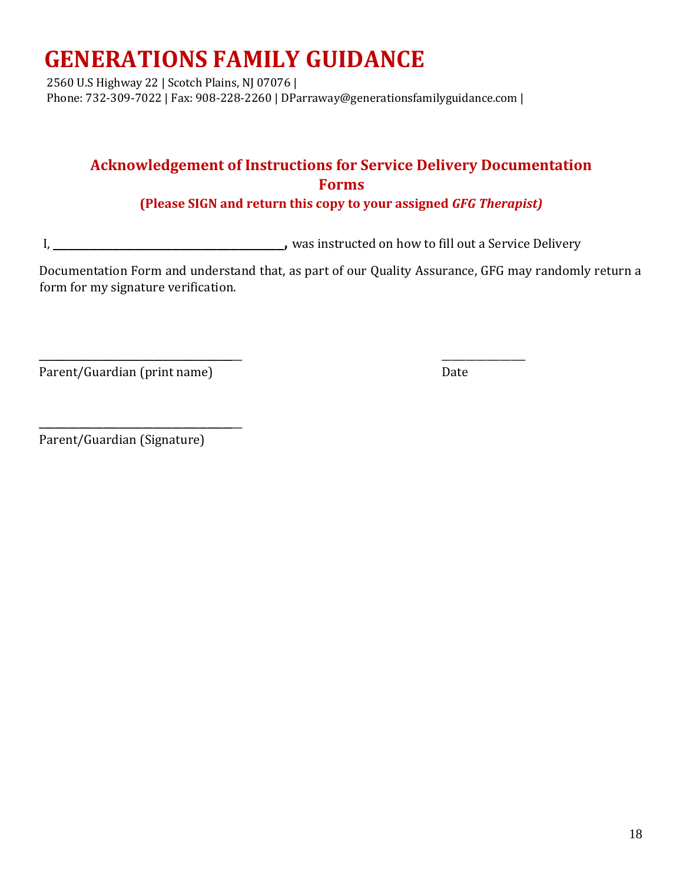# GENERATIONS FAMILY GUIDANCE

2560 U.S Highway 22 | Scotch Plains, NJ 07076 |
Phone: 732-309-7022 | Fax: 908-228-2260 | DParraway@generationsfamilyguidance.com |

## Acknowledgement of Instructions for Service Delivery Documentation Forms

**(Please SIGN and return this copy to your assigned *GFG Therapist*)**

I, ______________________________, was instructed on how to fill out a Service Delivery Documentation Form and understand that, as part of our Quality Assurance, GFG may randomly return a form for my signature verification.

______________________________
Parent/Guardian (print name)

______________
Date

______________________________
Parent/Guardian (Signature)